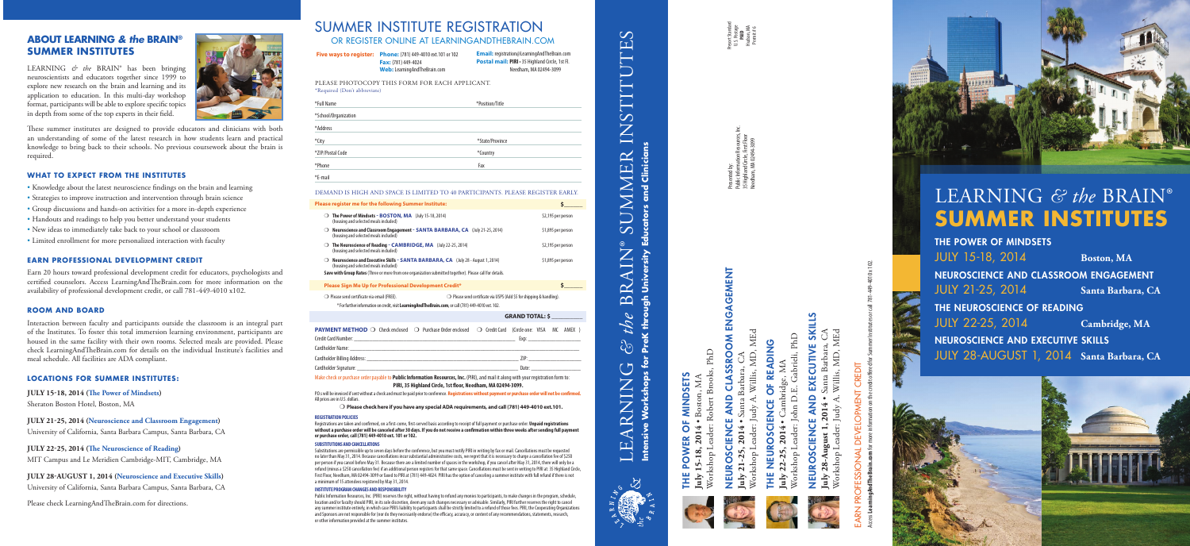## ABOUT LEARNING *& the* BRAIN® SUMMER INSTITUTES

LEARNING *& the* BRAIN® has been bringing neuroscientists and educators together since 1999 to explore new research on the brain and learning and its application to education. In this multi-day workshop format, participants will be able to explore specific topics in depth from some of the top experts in their field.

These summer institutes are designed to provide educators and clinicians with both an understanding of some of the latest research in how students learn and practical knowledge to bring back to their schools. No previous coursework about the brain is required.

### WHAT TO EXPECT FROM THE INSTITUTES

- Knowledge about the latest neuroscience findings on the brain and learning
- Strategies to improve instruction and intervention through brain science
- Group discussions and hands-on activities for a more in-depth experience
- Handouts and readings to help you better understand your students
- New ideas to immediately take back to your school or classroom
- Limited enrollment for more personalized interaction with faculty

### EARN PROFESSIONAL DEVELOPMENT CREDIT

Earn 20 hours toward professional development credit for educators, psychologists and certified counselors. Access LearningAndTheBrain.com for more information on the availability of professional development credit, or call 781-449-4010 x102.

### ROOM AND BOARD

Interaction between faculty and participants outside the classroom is an integral part of the Institutes. To foster this total immersion learning environment, participants are housed in the same facility with their own rooms. Selected meals are provided. Please check LearningAndTheBrain.com for details on the individual Institute's facilities and meal schedule. All facilities are ADA compliant.

### LOCATIONS FOR SUMMER INSTITUTES:

**JULY 15-18, 2014** (**The Power of Mindsets**)
Sheraton Boston Hotel, Boston, MA

**JULY 21-25, 2014** (**Neuroscience and Classroom Engagement**)
University of California, Santa Barbara Campus, Santa Barbara, CA

**JULY 22-25, 2014** (**The Neuroscience of Reading**)
MIT Campus and Le Meridien Cambridge-MIT, Cambridge, MA

**JULY 28-AUGUST 1, 2014** (**Neuroscience and Executive Skills**)
University of California, Santa Barbara Campus, Santa Barbara, CA

Please check LearningAndTheBrain.com for directions.

# SUMMER INSTITUTE REGISTRATION
## OR REGISTER ONLINE AT LEARNINGANDTHEBRAIN.COM

**Five ways to register:** **Phone:** (781) 449-4010 ext.101 or 102 **Fax:** (781) 449-4024 **Web:** LearningAndTheBrain.com
**Email:** registration@LearningAndTheBrain.com **Postal mail: PIRI** • 35 Highland Circle, 1st Fl. Needham, MA 02494-3099

PLEASE PHOTOCOPY THIS FORM FOR EACH APPLICANT.
*Required (Don't abbreviate)

*Full Name ____ *Position/Title ____
*School/Organization ____
*Address ____
*City ____ *State/Province ____
*ZIP/Postal Code ____ *Country ____
*Phone ____ Fax ____
*E-mail ____

DEMAND IS HIGH AND SPACE IS LIMITED TO 40 PARTICIPANTS. PLEASE REGISTER EARLY.

| Please register me for the following Summer Institute: | $_____ |
|---|---|
| ❍ **The Power of Mindsets - BOSTON, MA** (July 15-18, 2014) (housing and selected meals included) | $2,195 per person |
| ❍ **Neuroscience and Classroom Engagement - SANTA BARBARA, CA** (July 21-25, 2014) (housing and selected meals included) | $1,895 per person |
| ❍ **The Neuroscience of Reading - CAMBRIDGE, MA** (July 22-25, 2014) (housing and selected meals included) | $2,195 per person |
| ❍ **Neuroscience and Executive Skills - SANTA BARBARA, CA** (July 28 - August 1, 2014) (housing and selected meals included) | $1,895 per person |

**Save with Group Rates** (Three or more from one organization submitted together). Please call for details.

**Please Sign Me Up for Professional Development Credit*** $_____

❍ Please send certificate via email (FREE). ❍ Please send certificate via USPS (Add $5 for shipping & handling).
* For further information on credit, visit **LearningAndTheBrain.com**, or call (781) 449-4010 ext. 102.

**GRAND TOTAL: $ _____**

**PAYMENT METHOD** ❍ Check enclosed ❍ Purchase Order enclosed ❍ Credit Card (Circle one: VISA MC AMEX)
Credit Card Number: ____ Exp: ____
Cardholder Name: ____
Cardholder Billing Address: ____ ZIP: ____
Cardholder Signature: ____ Date: ____

Make check or purchase order payable to **Public Information Resources, Inc.** (PIRI), and mail it along with your registration form to: **PIRI, 35 Highland Circle, 1st floor, Needham, MA 02494-3099.**

P.O.s will be invoiced if sent without a check and must be paid prior to conference. **Registrations without payment or purchase order will not be confirmed.** All prices are in U.S. dollars.

❍ **Please check here if you have any special ADA requirements, and call (781) 449-4010 ext.101.**

**REGISTRATION POLICIES**
Registrations are taken and confirmed, on a first-come, first-served basis according to receipt of full payment or purchase order. **Unpaid registrations without a purchase order will be canceled after 30 days. If you do not receive a confirmation within three weeks after sending full payment or purchase order, call (781) 449-4010 ext. 101 or 102.**

**SUBSTITUTIONS AND CANCELLATIONS**
Substitutions are permissible up to seven days before the conference, but you must notify PIRI in writing by fax or mail. Cancellations must be requested no later than May 31, 2014. Because cancellations incur substantial administrative costs, we regret that it is necessary to charge a cancellation fee of $250 per person if you cancel before May 31. Because there are a limited number of spaces in the workshop, if you cancel after May 31, 2014, there will only be a refund (minus a $250 cancellation fee) if an additional person registers for that same space. Cancellations must be sent in writing to PIRI at: 35 Highland Circle, First Floor, Needham, MA 02494-3099 or faxed to PIRI at (781) 449-4024. PIRI has the option of canceling a summer institute with full refund if there is not a minimum of 15 attendees registered by May 31, 2014.

**INSTITUTE PROGRAM CHANGES AND RESPONSIBILITY**
Public Information Resources, Inc. (PIRI) reserves the right, without having to refund any monies to participants, to make changes in the program, schedule, location and/or faculty should PIRI, in its sole discretion, deem any such changes necessary or advisable. Similarly, PIRI further reserves the right to cancel any summer institute entirely, in which case PIRI's liability to participants shall be strictly limited to a refund of these fees. PIRI, the Cooperating Organizations and Sponsors are not responsible for (nor do they necessarily endorse) the efficacy, accuracy, or content of any recommendations, statements, research, or other information provided at the summer institutes.

# LEARNING *& the* BRAIN® SUMMER INSTITUTES

**Intensive Workshops for PreK through University Educators and Clinicians**

### THE POWER OF MINDSETS
**July 15-18, 2014** • Boston, MA
Workshop Leader: Robert Brooks, PhD

### NEUROSCIENCE AND CLASSROOM ENGAGEMENT
**July 21-25, 2014** • Santa Barbara, CA
Workshop Leader: Judy A. Willis, MD, MEd

### THE NEUROSCIENCE OF READING
**July 22-25, 2014** • Cambridge, MA
Workshop Leader: John D.E. Gabrieli, PhD

### NEUROSCIENCE AND EXECUTIVE SKILLS
**July 28-August 1, 2014** • Santa Barbara, CA
Workshop Leader: Judy A. Willis, MD, MEd

EARN PROFESSIONAL DEVELOPMENT CREDIT
Access **LearningAndTheBrain.com** for more information on the credit offered for Summer Institutes or call 781-449-4010 x 102.

Presented by:
Public Information Resources, Inc.
35 Highland Circle, First Floor
Needham, MA 02494-3099

Presort Standard
U.S. Postage
**PAID**
Hudson, MA
Permit # 6

# LEARNING *& the* BRAIN®
# SUMMER INSTITUTES

**THE POWER OF MINDSETS**
JULY 15-18, 2014 **Boston, MA**

**NEUROSCIENCE AND CLASSROOM ENGAGEMENT**
JULY 21-25, 2014 **Santa Barbara, CA**

**THE NEUROSCIENCE OF READING**
JULY 22-25, 2014 **Cambridge, MA**

**NEUROSCIENCE AND EXECUTIVE SKILLS**
JULY 28-AUGUST 1, 2014 **Santa Barbara, CA**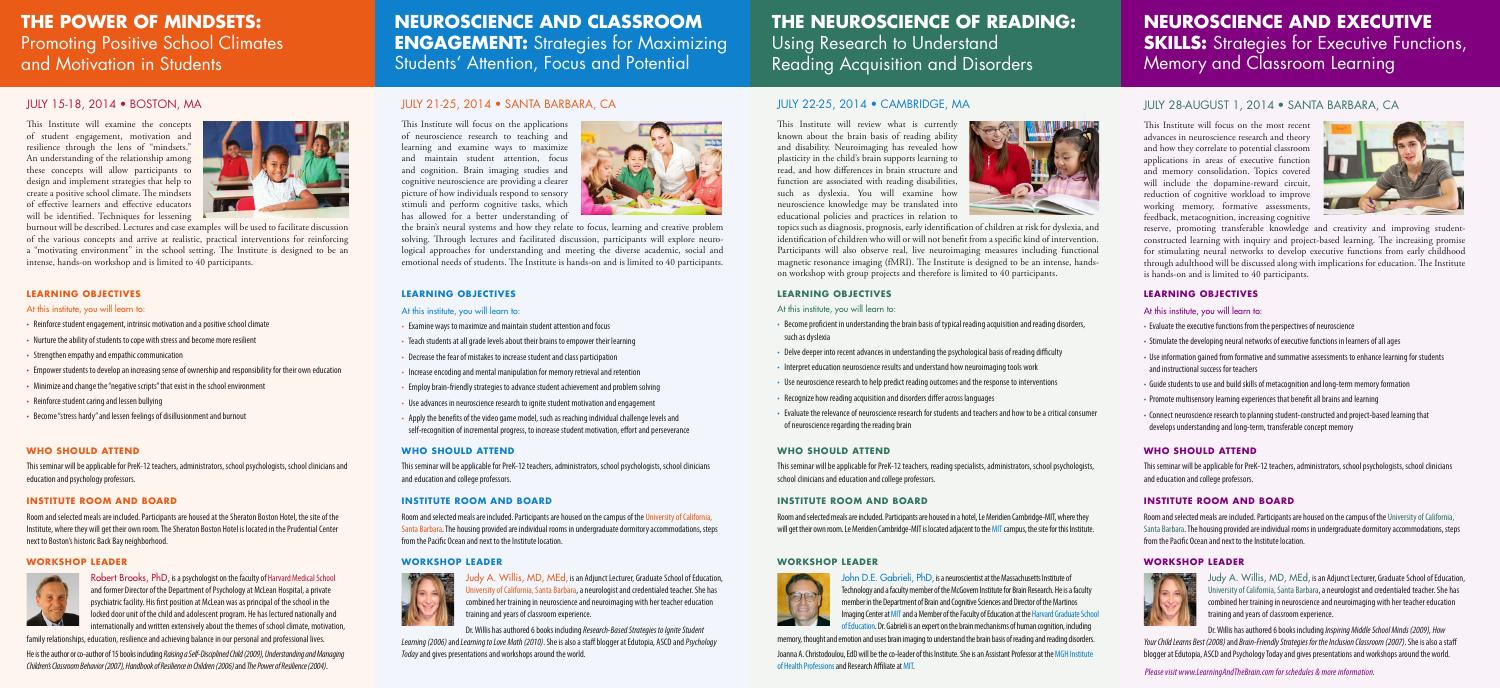# THE POWER OF MINDSETS: Promoting Positive School Climates and Motivation in Students

## JULY 15-18, 2014 • BOSTON, MA

This Institute will examine the concepts of student engagement, motivation and resilience through the lens of "mindsets." An understanding of the relationship among these concepts will allow participants to design and implement strategies that help to create a positive school climate. The mindsets of effective learners and effective educators will be identified. Techniques for lessening burnout will be described. Lectures and case examples will be used to facilitate discussion of the various concepts and arrive at realistic, practical interventions for reinforcing a "motivating environment" in the school setting. The Institute is designed to be an intense, hands-on workshop and is limited to 40 participants.

### LEARNING OBJECTIVES

At this institute, you will learn to:

- Reinforce student engagement, intrinsic motivation and a positive school climate
- Nurture the ability of students to cope with stress and become more resilient
- Strengthen empathy and empathic communication
- Empower students to develop an increasing sense of ownership and responsibility for their own education
- Minimize and change the "negative scripts" that exist in the school environment
- Reinforce student caring and lessen bullying
- Become "stress hardy" and lessen feelings of disillusionment and burnout

### WHO SHOULD ATTEND

This seminar will be applicable for PreK–12 teachers, administrators, school psychologists, school clinicians and education and psychology professors.

### INSTITUTE ROOM AND BOARD

Room and selected meals are included. Participants are housed at the Sheraton Boston Hotel, the site of the Institute, where they will get their own room. The Sheraton Boston Hotel is located in the Prudential Center next to Boston's historic Back Bay neighborhood.

### WORKSHOP LEADER

**Robert Brooks, PhD,** is a psychologist on the faculty of Harvard Medical School and former Director of the Department of Psychology at McLean Hospital, a private psychiatric facility. His first position at McLean was as principal of the school in the locked door unit of the child and adolescent program. He has lectured nationally and internationally and written extensively about the themes of school climate, motivation, family relationships, education, resilience and achieving balance in our personal and professional lives.

He is the author or co-author of 15 books including *Raising a Self-Disciplined Child (2009)*, *Understanding and Managing Children's Classroom Behavior (2007)*, *Handbook of Resilience in Children (2006)* and *The Power of Resilience (2004)*.

# NEUROSCIENCE AND CLASSROOM ENGAGEMENT: Strategies for Maximizing Students' Attention, Focus and Potential

## JULY 21-25, 2014 • SANTA BARBARA, CA

This Institute will focus on the applications of neuroscience research to teaching and learning and examine ways to maximize and maintain student attention, focus and cognition. Brain imaging studies and cognitive neuroscience are providing a clearer picture of how individuals respond to sensory stimuli and perform cognitive tasks, which has allowed for a better understanding of the brain's neural systems and how they relate to focus, learning and creative problem solving. Through lectures and facilitated discussion, participants will explore neurological approaches for understanding and meeting the diverse academic, social and emotional needs of students. The Institute is hands-on and is limited to 40 participants.

### LEARNING OBJECTIVES

At this institute, you will learn to:

- Examine ways to maximize and maintain student attention and focus
- Teach students at all grade levels about their brains to empower their learning
- Decrease the fear of mistakes to increase student and class participation
- Increase encoding and mental manipulation for memory retrieval and retention
- Employ brain-friendly strategies to advance student achievement and problem solving
- Use advances in neuroscience research to ignite student motivation and engagement
- Apply the benefits of the video game model, such as reaching individual challenge levels and self-recognition of incremental progress, to increase student motivation, effort and perseverance

### WHO SHOULD ATTEND

This seminar will be applicable for PreK–12 teachers, administrators, school psychologists, school clinicians and education and college professors.

### INSTITUTE ROOM AND BOARD

Room and selected meals are included. Participants are housed on the campus of the University of California, Santa Barbara. The housing provided are individual rooms in undergraduate dormitory accommodations, steps from the Pacific Ocean and next to the Institute location.

### WORKSHOP LEADER

**Judy A. Willis, MD, MEd,** is an Adjunct Lecturer, Graduate School of Education, University of California, Santa Barbara, a neurologist and credentialed teacher. She has combined her training in neuroscience and neuroimaging with her teacher education training and years of classroom experience.

Dr. Willis has authored 6 books including *Research-Based Strategies to Ignite Student Learning (2006)* and *Learning to Love Math (2010)*. She is also a staff blogger at Edutopia, ASCD and *Psychology Today* and gives presentations and workshops around the world.

# THE NEUROSCIENCE OF READING: Using Research to Understand Reading Acquisition and Disorders

## JULY 22-25, 2014 • CAMBRIDGE, MA

This Institute will review what is currently known about the brain basis of reading ability and disability. Neuroimaging has revealed how plasticity in the child's brain supports learning to read, and how differences in brain structure and function are associated with reading disabilities, such as dyslexia. You will examine how neuroscience knowledge may be translated into educational policies and practices in relation to topics such as diagnosis, prognosis, early identification of children at risk for dyslexia, and identification of children who will or will not benefit from a specific kind of intervention. Participants will also observe real, live neuroimaging measures including functional magnetic resonance imaging (fMRI). The Institute is designed to be an intense, hands-on workshop with group projects and therefore is limited to 40 participants.

### LEARNING OBJECTIVES

At this institute, you will learn to:

- Become proficient in understanding the brain basis of typical reading acquisition and reading disorders, such as dyslexia
- Delve deeper into recent advances in understanding the psychological basis of reading difficulty
- Interpret education neuroscience results and understand how neuroimaging tools work
- Use neuroscience research to help predict reading outcomes and the response to interventions
- Recognize how reading acquisition and disorders differ across languages
- Evaluate the relevance of neuroscience research for students and teachers and how to be a critical consumer of neuroscience regarding the reading brain

### WHO SHOULD ATTEND

This seminar will be applicable for PreK–12 teachers, reading specialists, administrators, school psychologists, school clinicians and education and college professors.

### INSTITUTE ROOM AND BOARD

Room and selected meals are included. Participants are housed in a hotel, Le Meridien Cambridge-MIT, where they will get their own room. Le Meridien Cambridge-MIT is located adjacent to the MIT campus, the site for this Institute.

### WORKSHOP LEADER

**John D.E. Gabrieli, PhD,** is a neuroscientist at the Massachusetts Institute of Technology and a faculty member of the McGovern Institute for Brain Research. He is a faculty member in the Department of Brain and Cognitive Sciences and Director of the Martinos Imaging Center at MIT and a Member of the Faculty of Education at the Harvard Graduate School of Education. Dr. Gabrieli is an expert on the brain mechanisms of human cognition, including memory, thought and emotion and uses brain imaging to understand the brain basis of reading and reading disorders.

Joanna A. Christodoulou, EdD will be the co-leader of this Institute. She is an Assistant Professor at the MGH Institute of Health Professions and Research Affiliate at MIT.

# NEUROSCIENCE AND EXECUTIVE SKILLS: Strategies for Executive Functions, Memory and Classroom Learning

## JULY 28-AUGUST 1, 2014 • SANTA BARBARA, CA

This Institute will focus on the most recent advances in neuroscience research and theory and how they correlate to potential classroom applications in areas of executive function and memory consolidation. Topics covered will include the dopamine-reward circuit, reduction of cognitive workload to improve working memory, formative assessments, feedback, metacognition, increasing cognitive reserve, promoting transferable knowledge and creativity and improving student-constructed learning with inquiry and project-based learning. The increasing promise for stimulating neural networks to develop executive functions from early childhood through adulthood will be discussed along with implications for education. The Institute is hands-on and limited to 40 participants.

### LEARNING OBJECTIVES

At this institute, you will learn to:

- Evaluate the executive functions from the perspectives of neuroscience
- Stimulate the developing neural networks of executive functions in learners of all ages
- Use information gained from formative and summative assessments to enhance learning for students and instructional success for teachers
- Guide students to use and build skills of metacognition and long-term memory formation
- Promote multisensory learning experiences that benefit all brains and learning
- Connect neuroscience research to planning student-constructed and project-based learning that develops understanding and long-term, transferable concept memory

### WHO SHOULD ATTEND

This seminar will be applicable for PreK–12 teachers, administrators, school psychologists, school clinicians and education and college professors.

### INSTITUTE ROOM AND BOARD

Room and selected meals are included. Participants are housed on the campus of the University of California, Santa Barbara. The housing provided are individual rooms in undergraduate dormitory accommodations, steps from the Pacific Ocean and next to the Institute location.

### WORKSHOP LEADER

**Judy A. Willis, MD, MEd,** is an Adjunct Lecturer, Graduate School of Education, University of California, Santa Barbara, a neurologist and credentialed teacher. She has combined her training in neuroscience and neuroimaging with her teacher education training and years of classroom experience.

Dr. Willis has authored 6 books including *Inspiring Middle School Minds (2009)*, *How Your Child Learns Best (2008)* and *Brain-Friendly Strategies for the Inclusion Classroom (2007)*. She is also a staff blogger at Edutopia, ASCD and Psychology Today and gives presentations and workshops around the world.

*Please visit www.LearningAndTheBrain.com for schedules & more information.*